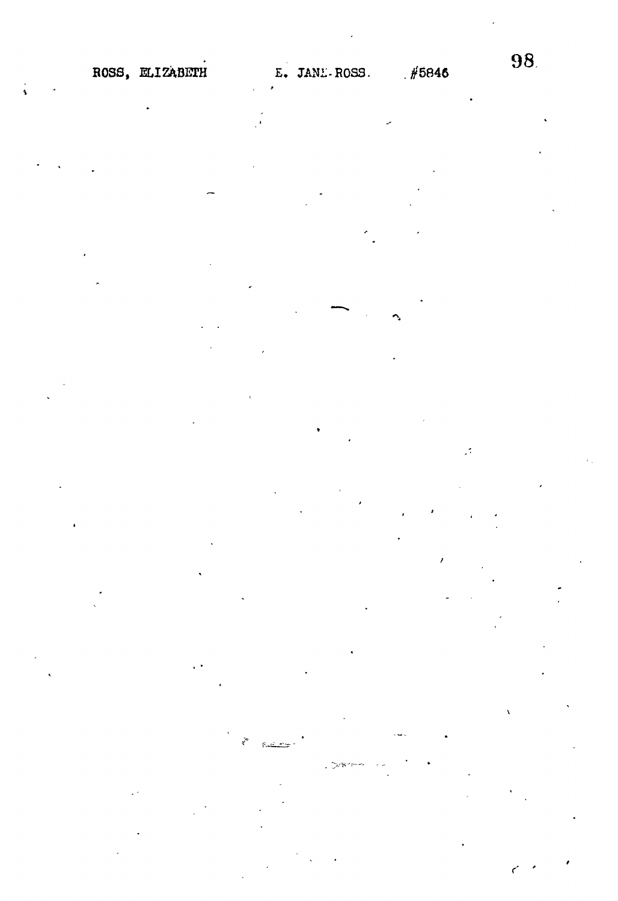ROSS, ELIZABETH E. JANE ROSS. #5846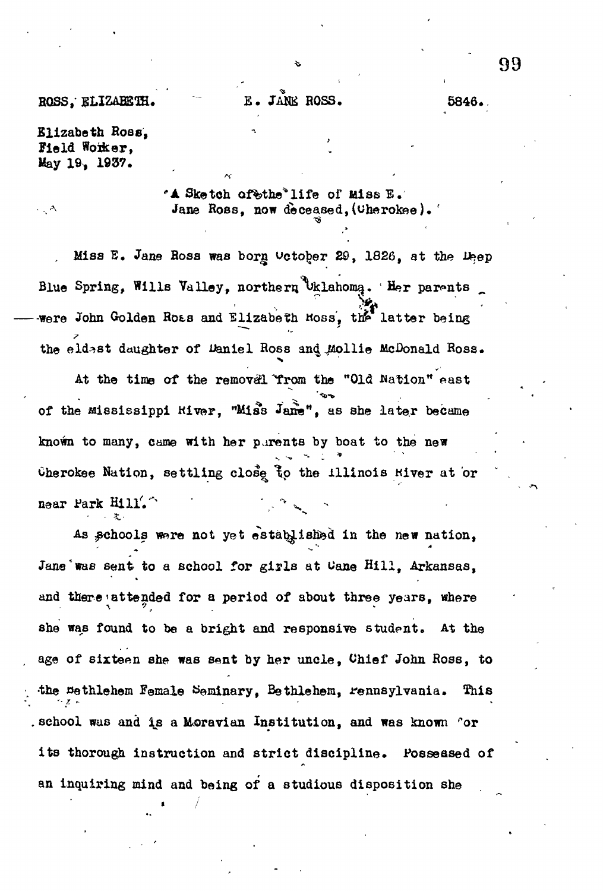ROSS, ELIZABETH. E. JANE ROSS. 5846.

Elizabeth Ross,
Field Worker,
May 19, 1937.

"A Sketch of the life of Miss E. Jane Ross, now deceased, (Cherokee)."

Miss E. Jane Ross was born October 29, 1826, at the Deep Blue Spring, Wills Valley, northern Oklahoma. Her parents were John Golden Ross and Elizabeth Ross, the latter being the eldest daughter of Daniel Ross and Mollie McDonald Ross.

At the time of the removal from the "Old Nation" east of the Mississippi River, "Miss Jane", as she later became known to many, came with her parents by boat to the new Cherokee Nation, settling close to the Illinois River at or near Park Hill.

As schools were not yet established in the new nation, Jane was sent to a school for girls at Cane Hill, Arkansas, and there attended for a period of about three years, where she was found to be a bright and responsive student. At the age of sixteen she was sent by her uncle, Chief John Ross, to the Bethlehem Female Seminary, Bethlehem, Pennsylvania. This school was and is a Moravian Institution, and was known for its thorough instruction and strict discipline. Possessed of an inquiring mind and being of a studious disposition she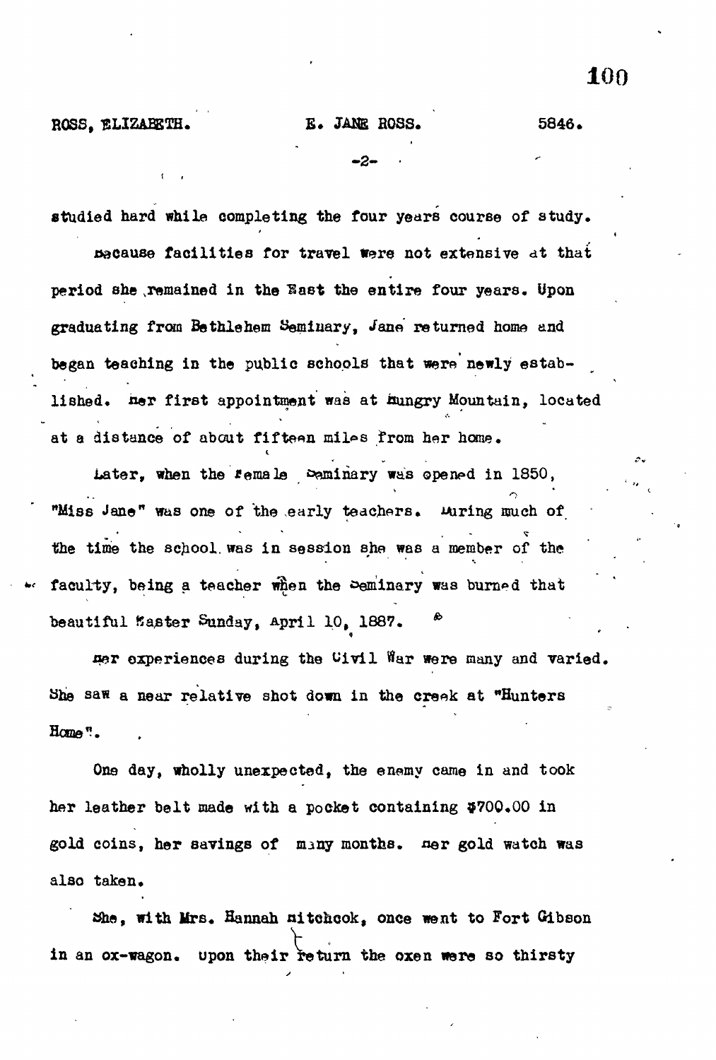studied hard while completing the four years course of study.

Because facilities for travel were not extensive at that period she remained in the East the entire four years. Upon graduating from Bethlehem Seminary, Jane returned home and began teaching in the public schools that were newly established. Her first appointment was at Hungry Mountain, located at a distance of about fifteen miles from her home.

Later, when the Female Seminary was opened in 1850, "Miss Jane" was one of the early teachers. During much of the time the school was in session she was a member of the faculty, being a teacher when the Seminary was burned that beautiful Easter Sunday, April 10, 1887.

Her experiences during the Civil War were many and varied. She saw a near relative shot down in the creek at "Hunters Home".

One day, wholly unexpected, the enemy came in and took her leather belt made with a pocket containing $700.00 in gold coins, her savings of many months. Her gold watch was also taken.

She, with Mrs. Hannah Hitchcock, once went to Fort Gibson in an ox-wagon. Upon their return the oxen were so thirsty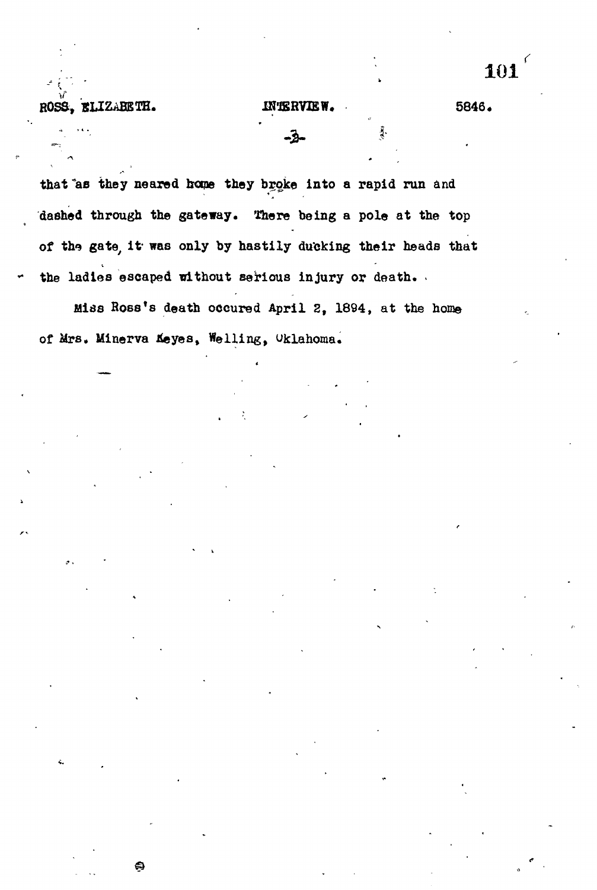that as they neared home they broke into a rapid run and dashed through the gateway. There being a pole at the top of the gate, it was only by hastily ducking their heads that the ladies escaped without serious injury or death.

Miss Ross's death occured April 2, 1894, at the home of Mrs. Minerva Keyes, Welling, Oklahoma.